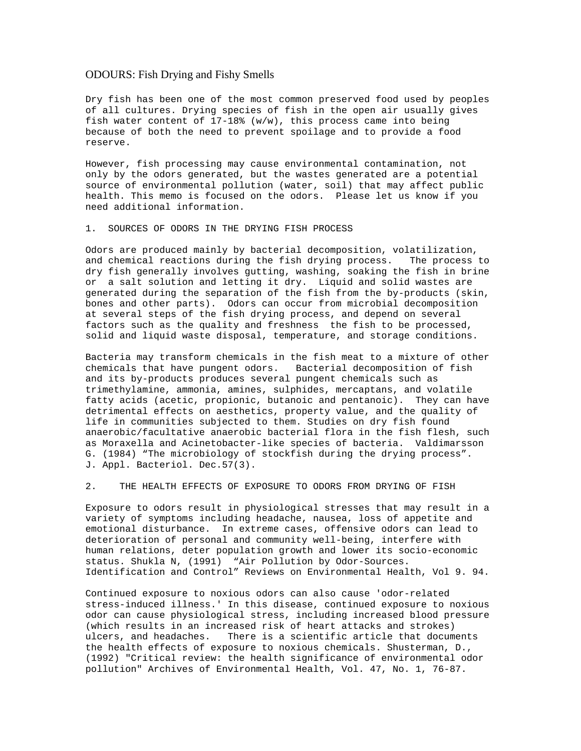# ODOURS: Fish Drying and Fishy Smells

Dry fish has been one of the most common preserved food used by peoples of all cultures. Drying species of fish in the open air usually gives fish water content of 17-18% (w/w), this process came into being because of both the need to prevent spoilage and to provide a food reserve.

However, fish processing may cause environmental contamination, not only by the odors generated, but the wastes generated are a potential source of environmental pollution (water, soil) that may affect public health. This memo is focused on the odors. Please let us know if you need additional information.

## 1. SOURCES OF ODORS IN THE DRYING FISH PROCESS

Odors are produced mainly by bacterial decomposition, volatilization, and chemical reactions during the fish drying process. The process to dry fish generally involves gutting, washing, soaking the fish in brine or a salt solution and letting it dry. Liquid and solid wastes are generated during the separation of the fish from the by-products (skin, bones and other parts). Odors can occur from microbial decomposition at several steps of the fish drying process, and depend on several factors such as the quality and freshness the fish to be processed, solid and liquid waste disposal, temperature, and storage conditions.

Bacteria may transform chemicals in the fish meat to a mixture of other chemicals that have pungent odors. Bacterial decomposition of fish and its by-products produces several pungent chemicals such as trimethylamine, ammonia, amines, sulphides, mercaptans, and volatile fatty acids (acetic, propionic, butanoic and pentanoic). They can have detrimental effects on aesthetics, property value, and the quality of life in communities subjected to them. Studies on dry fish found anaerobic/facultative anaerobic bacterial flora in the fish flesh, such as Moraxella and Acinetobacter-like species of bacteria. Valdimarsson G. (1984) “The microbiology of stockfish during the drying process”. J. Appl. Bacteriol. Dec.57(3).

## 2. THE HEALTH EFFECTS OF EXPOSURE TO ODORS FROM DRYING OF FISH

Exposure to odors result in physiological stresses that may result in a variety of symptoms including headache, nausea, loss of appetite and emotional disturbance. In extreme cases, offensive odors can lead to deterioration of personal and community well-being, interfere with human relations, deter population growth and lower its socio-economic status. Shukla N, (1991) “Air Pollution by Odor-Sources. Identification and Control” Reviews on Environmental Health, Vol 9. 94.

Continued exposure to noxious odors can also cause 'odor-related stress-induced illness.' In this disease, continued exposure to noxious odor can cause physiological stress, including increased blood pressure (which results in an increased risk of heart attacks and strokes) ulcers, and headaches. There is a scientific article that documents the health effects of exposure to noxious chemicals. Shusterman, D., (1992) "Critical review: the health significance of environmental odor pollution" Archives of Environmental Health, Vol. 47, No. 1, 76-87.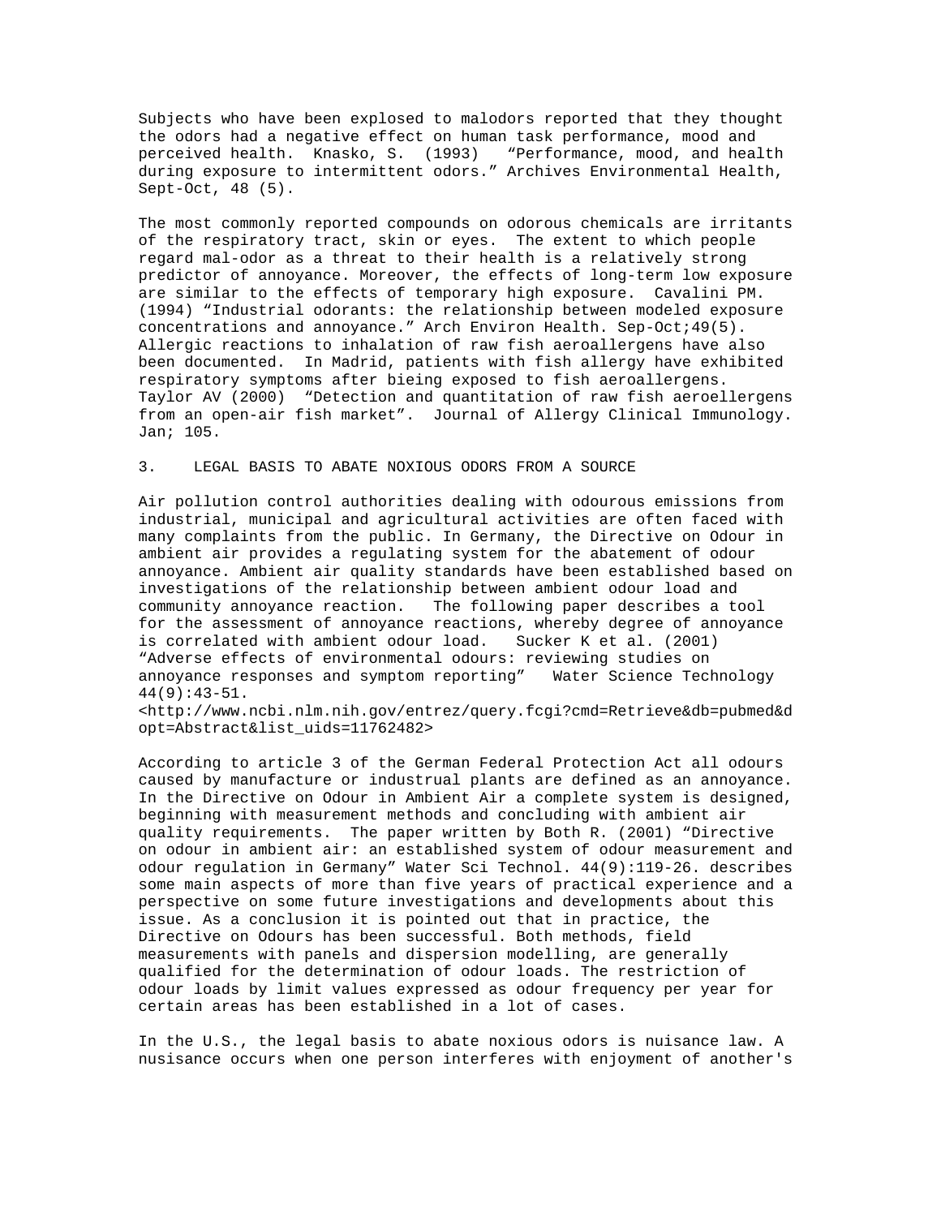Subjects who have been explosed to malodors reported that they thought the odors had a negative effect on human task performance, mood and perceived health. Knasko, S. (1993) "Performance, mood, and health during exposure to intermittent odors." Archives Environmental Health, Sept-Oct, 48 (5).

The most commonly reported compounds on odorous chemicals are irritants of the respiratory tract, skin or eyes. The extent to which people regard mal-odor as a threat to their health is a relatively strong predictor of annoyance. Moreover, the effects of long-term low exposure are similar to the effects of temporary high exposure. Cavalini PM. (1994) "Industrial odorants: the relationship between modeled exposure concentrations and annoyance." Arch Environ Health. Sep-Oct;49(5). Allergic reactions to inhalation of raw fish aeroallergens have also been documented. In Madrid, patients with fish allergy have exhibited respiratory symptoms after bieing exposed to fish aeroallergens. Taylor AV (2000) "Detection and quantitation of raw fish aeroellergens from an open-air fish market". Journal of Allergy Clinical Immunology. Jan; 105.

## 3. LEGAL BASIS TO ABATE NOXIOUS ODORS FROM A SOURCE

Air pollution control authorities dealing with odourous emissions from industrial, municipal and agricultural activities are often faced with many complaints from the public. In Germany, the Directive on Odour in ambient air provides a regulating system for the abatement of odour annoyance. Ambient air quality standards have been established based on investigations of the relationship between ambient odour load and community annoyance reaction. The following paper describes a tool for the assessment of annoyance reactions, whereby degree of annoyance is correlated with ambient odour load. Sucker K et al. (2001) "Adverse effects of environmental odours: reviewing studies on annoyance responses and symptom reporting" Water Science Technology 44(9):43-51. <http://www.ncbi.nlm.nih.gov/entrez/query.fcgi?cmd=Retrieve&db=pubmed&dopt=Abstract&list_uids=11762482>

According to article 3 of the German Federal Protection Act all odours caused by manufacture or industrual plants are defined as an annoyance. In the Directive on Odour in Ambient Air a complete system is designed, beginning with measurement methods and concluding with ambient air quality requirements. The paper written by Both R. (2001) "Directive on odour in ambient air: an established system of odour measurement and odour regulation in Germany" Water Sci Technol. 44(9):119-26. describes some main aspects of more than five years of practical experience and a perspective on some future investigations and developments about this issue. As a conclusion it is pointed out that in practice, the Directive on Odours has been successful. Both methods, field measurements with panels and dispersion modelling, are generally qualified for the determination of odour loads. The restriction of odour loads by limit values expressed as odour frequency per year for certain areas has been established in a lot of cases.

In the U.S., the legal basis to abate noxious odors is nuisance law. A nusisance occurs when one person interferes with enjoyment of another's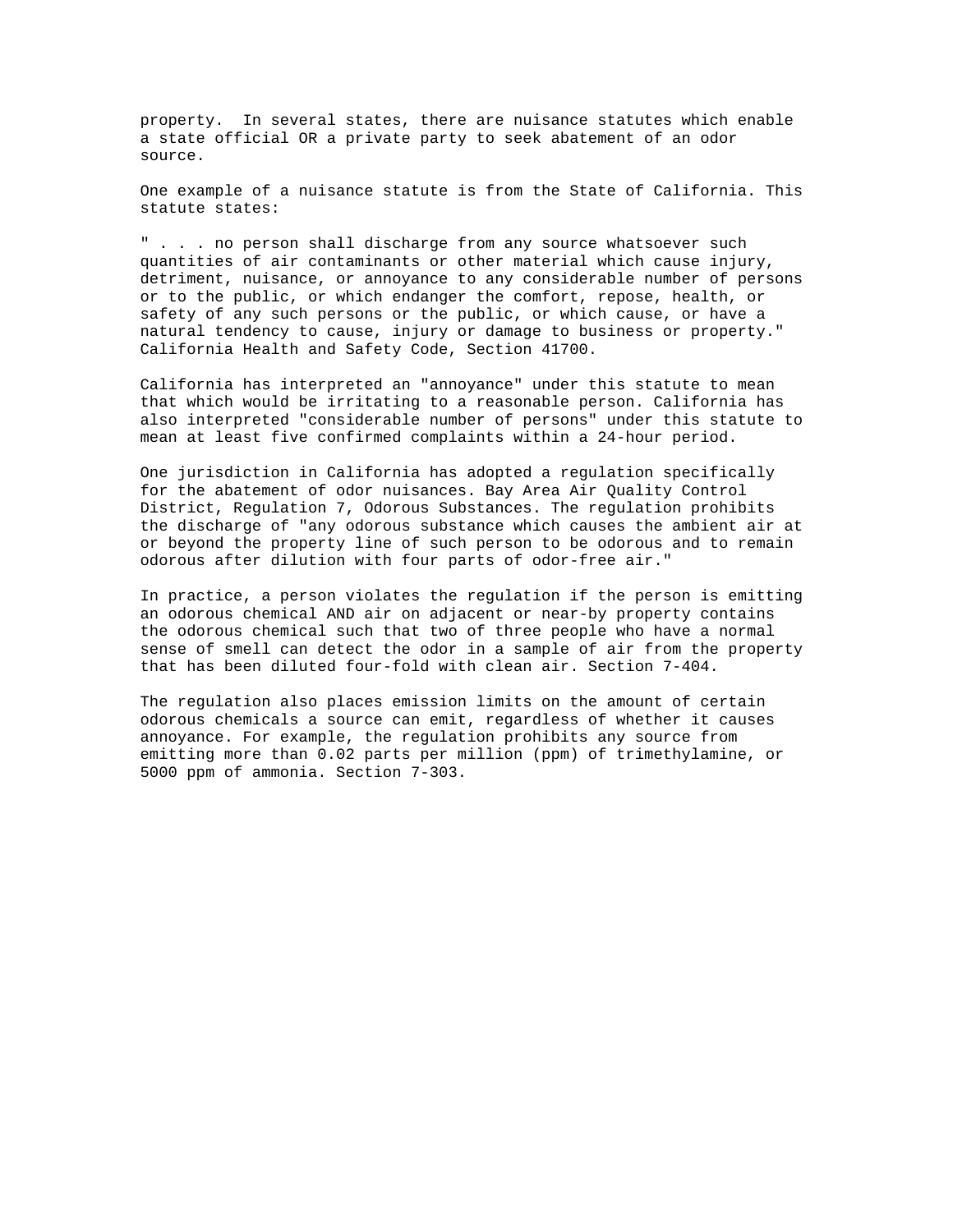property. In several states, there are nuisance statutes which enable a state official OR a private party to seek abatement of an odor source.

One example of a nuisance statute is from the State of California. This statute states:

" . . . no person shall discharge from any source whatsoever such quantities of air contaminants or other material which cause injury, detriment, nuisance, or annoyance to any considerable number of persons or to the public, or which endanger the comfort, repose, health, or safety of any such persons or the public, or which cause, or have a natural tendency to cause, injury or damage to business or property." California Health and Safety Code, Section 41700.

California has interpreted an "annoyance" under this statute to mean that which would be irritating to a reasonable person. California has also interpreted "considerable number of persons" under this statute to mean at least five confirmed complaints within a 24-hour period.

One jurisdiction in California has adopted a regulation specifically for the abatement of odor nuisances. Bay Area Air Quality Control District, Regulation 7, Odorous Substances. The regulation prohibits the discharge of "any odorous substance which causes the ambient air at or beyond the property line of such person to be odorous and to remain odorous after dilution with four parts of odor-free air."

In practice, a person violates the regulation if the person is emitting an odorous chemical AND air on adjacent or near-by property contains the odorous chemical such that two of three people who have a normal sense of smell can detect the odor in a sample of air from the property that has been diluted four-fold with clean air. Section 7-404.

The regulation also places emission limits on the amount of certain odorous chemicals a source can emit, regardless of whether it causes annoyance. For example, the regulation prohibits any source from emitting more than 0.02 parts per million (ppm) of trimethylamine, or 5000 ppm of ammonia. Section 7-303.